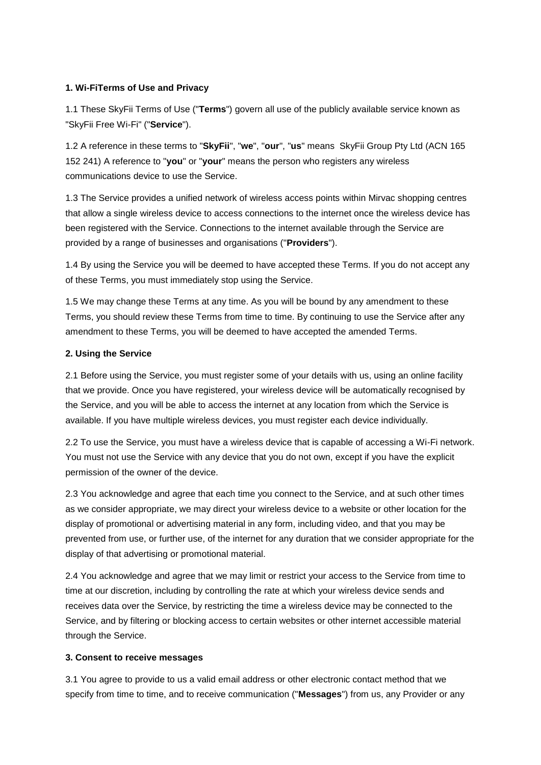**1. Wi-FiTerms of Use and Privacy**

1.1 These SkyFii Terms of Use ("**Terms**") govern all use of the publicly available service known as "SkyFii Free Wi-Fi" ("**Service**").

1.2 A reference in these terms to "**SkyFii**", "**we**", "**our**", "**us**" means SkyFii Group Pty Ltd (ACN 165 152 241) A reference to "**you**" or "**your**" means the person who registers any wireless communications device to use the Service.

1.3 The Service provides a unified network of wireless access points within Mirvac shopping centres that allow a single wireless device to access connections to the internet once the wireless device has been registered with the Service. Connections to the internet available through the Service are provided by a range of businesses and organisations ("**Providers**").

1.4 By using the Service you will be deemed to have accepted these Terms. If you do not accept any of these Terms, you must immediately stop using the Service.

1.5 We may change these Terms at any time. As you will be bound by any amendment to these Terms, you should review these Terms from time to time. By continuing to use the Service after any amendment to these Terms, you will be deemed to have accepted the amended Terms.

**2. Using the Service**

2.1 Before using the Service, you must register some of your details with us, using an online facility that we provide. Once you have registered, your wireless device will be automatically recognised by the Service, and you will be able to access the internet at any location from which the Service is available. If you have multiple wireless devices, you must register each device individually.

2.2 To use the Service, you must have a wireless device that is capable of accessing a Wi-Fi network. You must not use the Service with any device that you do not own, except if you have the explicit permission of the owner of the device.

2.3 You acknowledge and agree that each time you connect to the Service, and at such other times as we consider appropriate, we may direct your wireless device to a website or other location for the display of promotional or advertising material in any form, including video, and that you may be prevented from use, or further use, of the internet for any duration that we consider appropriate for the display of that advertising or promotional material.

2.4 You acknowledge and agree that we may limit or restrict your access to the Service from time to time at our discretion, including by controlling the rate at which your wireless device sends and receives data over the Service, by restricting the time a wireless device may be connected to the Service, and by filtering or blocking access to certain websites or other internet accessible material through the Service.

**3. Consent to receive messages**

3.1 You agree to provide to us a valid email address or other electronic contact method that we specify from time to time, and to receive communication ("**Messages**") from us, any Provider or any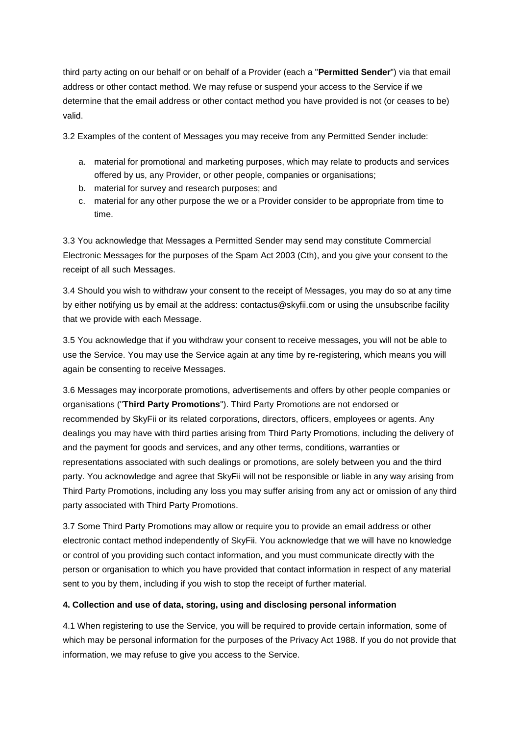third party acting on our behalf or on behalf of a Provider (each a "**Permitted Sender**") via that email address or other contact method. We may refuse or suspend your access to the Service if we determine that the email address or other contact method you have provided is not (or ceases to be) valid.

3.2 Examples of the content of Messages you may receive from any Permitted Sender include:

a. material for promotional and marketing purposes, which may relate to products and services offered by us, any Provider, or other people, companies or organisations;
b. material for survey and research purposes; and
c. material for any other purpose the we or a Provider consider to be appropriate from time to time.

3.3 You acknowledge that Messages a Permitted Sender may send may constitute Commercial Electronic Messages for the purposes of the Spam Act 2003 (Cth), and you give your consent to the receipt of all such Messages.

3.4 Should you wish to withdraw your consent to the receipt of Messages, you may do so at any time by either notifying us by email at the address: contactus@skyfii.com or using the unsubscribe facility that we provide with each Message.

3.5 You acknowledge that if you withdraw your consent to receive messages, you will not be able to use the Service. You may use the Service again at any time by re-registering, which means you will again be consenting to receive Messages.

3.6 Messages may incorporate promotions, advertisements and offers by other people companies or organisations ("**Third Party Promotions**"). Third Party Promotions are not endorsed or recommended by SkyFii or its related corporations, directors, officers, employees or agents. Any dealings you may have with third parties arising from Third Party Promotions, including the delivery of and the payment for goods and services, and any other terms, conditions, warranties or representations associated with such dealings or promotions, are solely between you and the third party. You acknowledge and agree that SkyFii will not be responsible or liable in any way arising from Third Party Promotions, including any loss you may suffer arising from any act or omission of any third party associated with Third Party Promotions.

3.7 Some Third Party Promotions may allow or require you to provide an email address or other electronic contact method independently of SkyFii. You acknowledge that we will have no knowledge or control of you providing such contact information, and you must communicate directly with the person or organisation to which you have provided that contact information in respect of any material sent to you by them, including if you wish to stop the receipt of further material.

**4. Collection and use of data, storing, using and disclosing personal information**

4.1 When registering to use the Service, you will be required to provide certain information, some of which may be personal information for the purposes of the Privacy Act 1988. If you do not provide that information, we may refuse to give you access to the Service.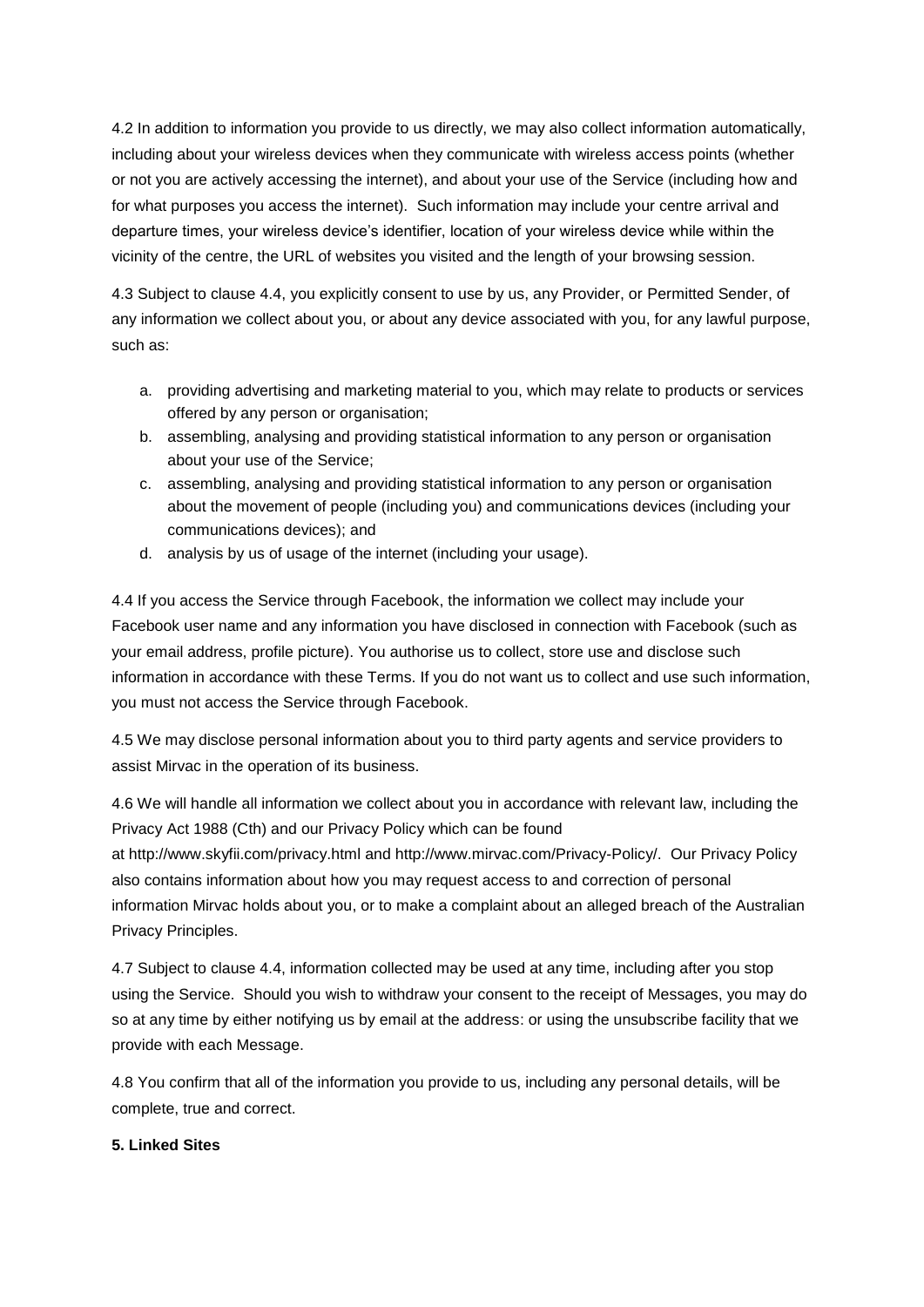4.2 In addition to information you provide to us directly, we may also collect information automatically, including about your wireless devices when they communicate with wireless access points (whether or not you are actively accessing the internet), and about your use of the Service (including how and for what purposes you access the internet). Such information may include your centre arrival and departure times, your wireless device's identifier, location of your wireless device while within the vicinity of the centre, the URL of websites you visited and the length of your browsing session.

4.3 Subject to clause 4.4, you explicitly consent to use by us, any Provider, or Permitted Sender, of any information we collect about you, or about any device associated with you, for any lawful purpose, such as:

a. providing advertising and marketing material to you, which may relate to products or services offered by any person or organisation;
b. assembling, analysing and providing statistical information to any person or organisation about your use of the Service;
c. assembling, analysing and providing statistical information to any person or organisation about the movement of people (including you) and communications devices (including your communications devices); and
d. analysis by us of usage of the internet (including your usage).

4.4 If you access the Service through Facebook, the information we collect may include your Facebook user name and any information you have disclosed in connection with Facebook (such as your email address, profile picture). You authorise us to collect, store use and disclose such information in accordance with these Terms. If you do not want us to collect and use such information, you must not access the Service through Facebook.

4.5 We may disclose personal information about you to third party agents and service providers to assist Mirvac in the operation of its business.

4.6 We will handle all information we collect about you in accordance with relevant law, including the Privacy Act 1988 (Cth) and our Privacy Policy which can be found at http://www.skyfii.com/privacy.html and http://www.mirvac.com/Privacy-Policy/. Our Privacy Policy also contains information about how you may request access to and correction of personal information Mirvac holds about you, or to make a complaint about an alleged breach of the Australian Privacy Principles.

4.7 Subject to clause 4.4, information collected may be used at any time, including after you stop using the Service. Should you wish to withdraw your consent to the receipt of Messages, you may do so at any time by either notifying us by email at the address: or using the unsubscribe facility that we provide with each Message.

4.8 You confirm that all of the information you provide to us, including any personal details, will be complete, true and correct.

**5. Linked Sites**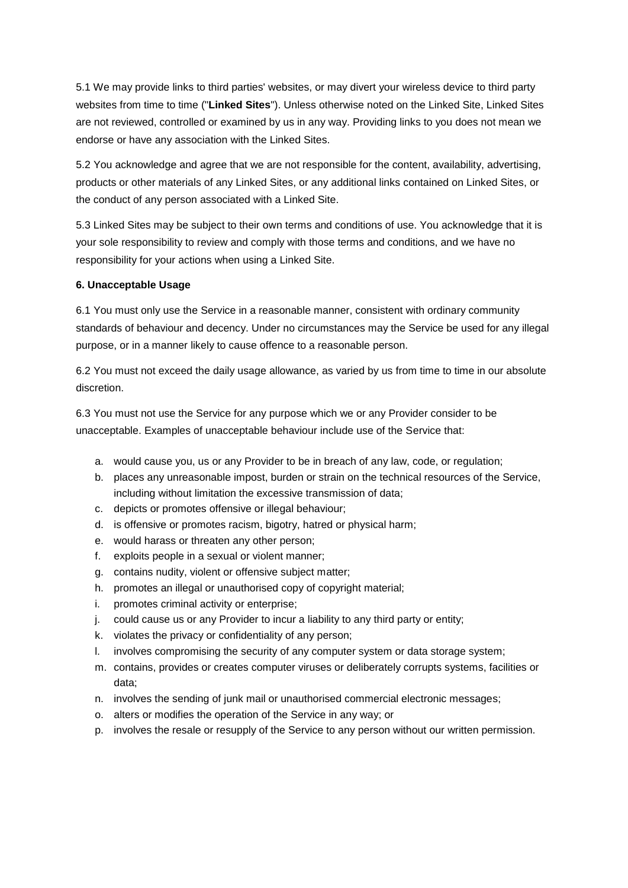5.1 We may provide links to third parties' websites, or may divert your wireless device to third party websites from time to time ("**Linked Sites**"). Unless otherwise noted on the Linked Site, Linked Sites are not reviewed, controlled or examined by us in any way. Providing links to you does not mean we endorse or have any association with the Linked Sites.

5.2 You acknowledge and agree that we are not responsible for the content, availability, advertising, products or other materials of any Linked Sites, or any additional links contained on Linked Sites, or the conduct of any person associated with a Linked Site.

5.3 Linked Sites may be subject to their own terms and conditions of use. You acknowledge that it is your sole responsibility to review and comply with those terms and conditions, and we have no responsibility for your actions when using a Linked Site.

**6. Unacceptable Usage**

6.1 You must only use the Service in a reasonable manner, consistent with ordinary community standards of behaviour and decency. Under no circumstances may the Service be used for any illegal purpose, or in a manner likely to cause offence to a reasonable person.

6.2 You must not exceed the daily usage allowance, as varied by us from time to time in our absolute discretion.

6.3 You must not use the Service for any purpose which we or any Provider consider to be unacceptable. Examples of unacceptable behaviour include use of the Service that:

a. would cause you, us or any Provider to be in breach of any law, code, or regulation;
b. places any unreasonable impost, burden or strain on the technical resources of the Service, including without limitation the excessive transmission of data;
c. depicts or promotes offensive or illegal behaviour;
d. is offensive or promotes racism, bigotry, hatred or physical harm;
e. would harass or threaten any other person;
f. exploits people in a sexual or violent manner;
g. contains nudity, violent or offensive subject matter;
h. promotes an illegal or unauthorised copy of copyright material;
i. promotes criminal activity or enterprise;
j. could cause us or any Provider to incur a liability to any third party or entity;
k. violates the privacy or confidentiality of any person;
l. involves compromising the security of any computer system or data storage system;
m. contains, provides or creates computer viruses or deliberately corrupts systems, facilities or data;
n. involves the sending of junk mail or unauthorised commercial electronic messages;
o. alters or modifies the operation of the Service in any way; or
p. involves the resale or resupply of the Service to any person without our written permission.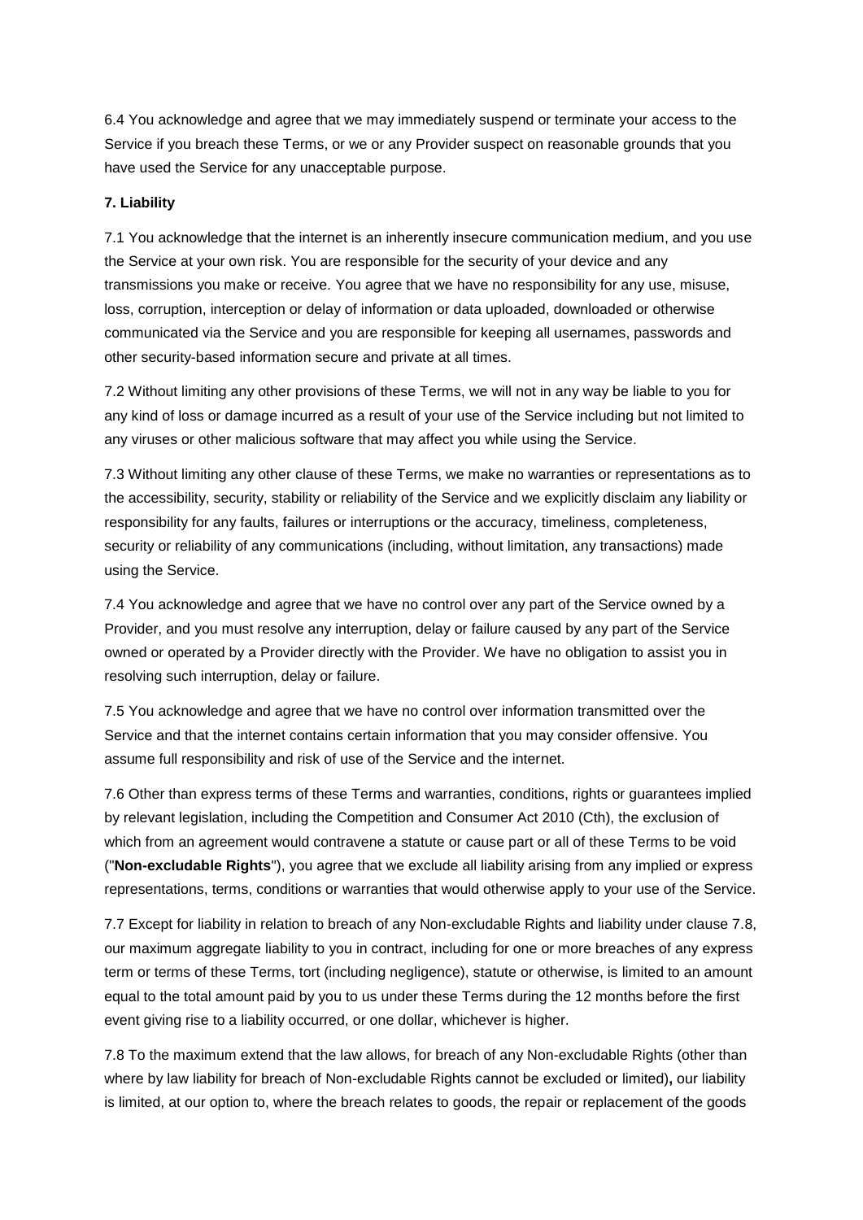6.4 You acknowledge and agree that we may immediately suspend or terminate your access to the Service if you breach these Terms, or we or any Provider suspect on reasonable grounds that you have used the Service for any unacceptable purpose.

**7. Liability**

7.1 You acknowledge that the internet is an inherently insecure communication medium, and you use the Service at your own risk. You are responsible for the security of your device and any transmissions you make or receive. You agree that we have no responsibility for any use, misuse, loss, corruption, interception or delay of information or data uploaded, downloaded or otherwise communicated via the Service and you are responsible for keeping all usernames, passwords and other security-based information secure and private at all times.

7.2 Without limiting any other provisions of these Terms, we will not in any way be liable to you for any kind of loss or damage incurred as a result of your use of the Service including but not limited to any viruses or other malicious software that may affect you while using the Service.

7.3 Without limiting any other clause of these Terms, we make no warranties or representations as to the accessibility, security, stability or reliability of the Service and we explicitly disclaim any liability or responsibility for any faults, failures or interruptions or the accuracy, timeliness, completeness, security or reliability of any communications (including, without limitation, any transactions) made using the Service.

7.4 You acknowledge and agree that we have no control over any part of the Service owned by a Provider, and you must resolve any interruption, delay or failure caused by any part of the Service owned or operated by a Provider directly with the Provider. We have no obligation to assist you in resolving such interruption, delay or failure.

7.5 You acknowledge and agree that we have no control over information transmitted over the Service and that the internet contains certain information that you may consider offensive. You assume full responsibility and risk of use of the Service and the internet.

7.6 Other than express terms of these Terms and warranties, conditions, rights or guarantees implied by relevant legislation, including the Competition and Consumer Act 2010 (Cth), the exclusion of which from an agreement would contravene a statute or cause part or all of these Terms to be void ("**Non-excludable Rights**"), you agree that we exclude all liability arising from any implied or express representations, terms, conditions or warranties that would otherwise apply to your use of the Service.

7.7 Except for liability in relation to breach of any Non-excludable Rights and liability under clause 7.8, our maximum aggregate liability to you in contract, including for one or more breaches of any express term or terms of these Terms, tort (including negligence), statute or otherwise, is limited to an amount equal to the total amount paid by you to us under these Terms during the 12 months before the first event giving rise to a liability occurred, or one dollar, whichever is higher.

7.8 To the maximum extend that the law allows, for breach of any Non-excludable Rights (other than where by law liability for breach of Non-excludable Rights cannot be excluded or limited)**,** our liability is limited, at our option to, where the breach relates to goods, the repair or replacement of the goods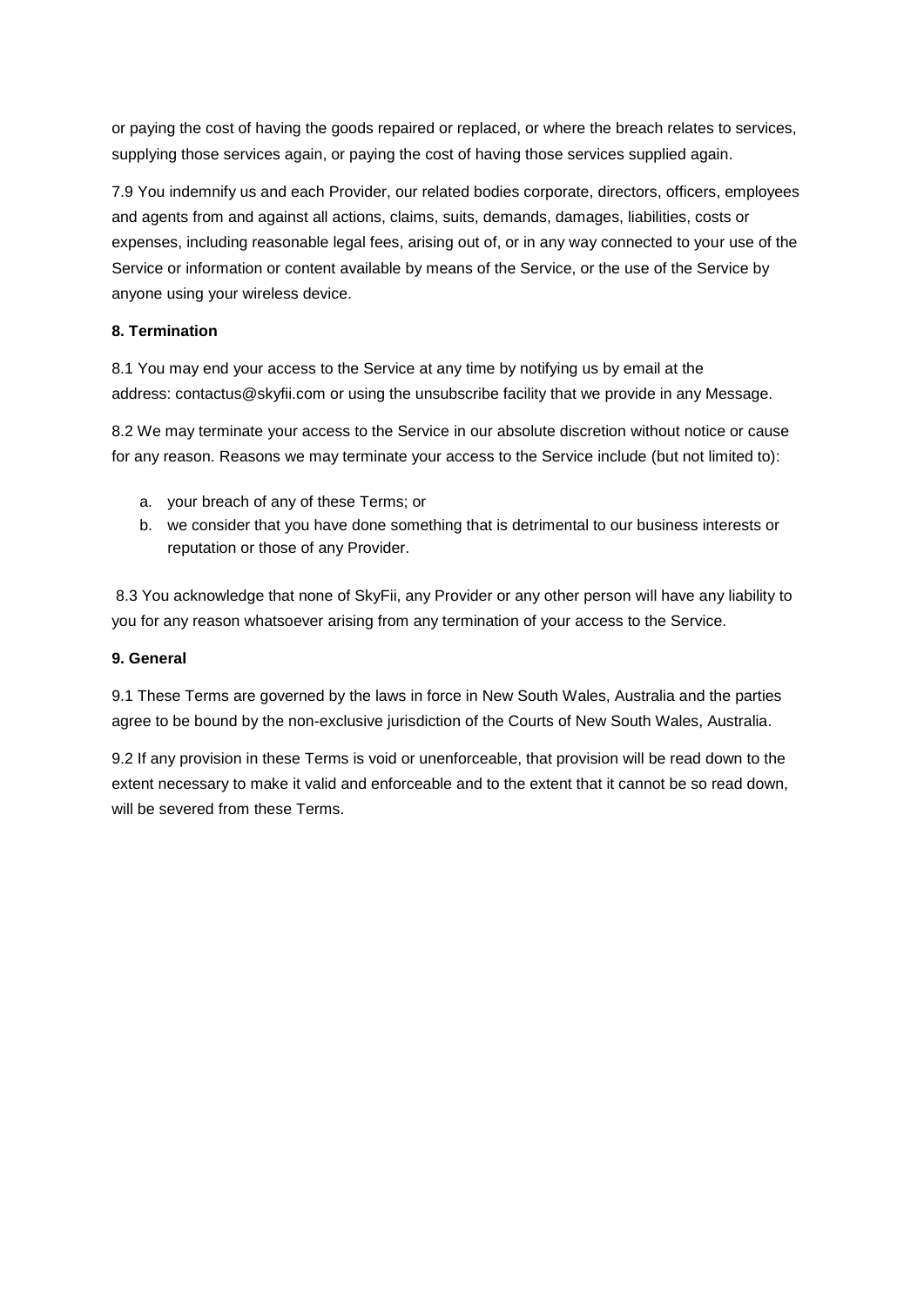or paying the cost of having the goods repaired or replaced, or where the breach relates to services, supplying those services again, or paying the cost of having those services supplied again.

7.9 You indemnify us and each Provider, our related bodies corporate, directors, officers, employees and agents from and against all actions, claims, suits, demands, damages, liabilities, costs or expenses, including reasonable legal fees, arising out of, or in any way connected to your use of the Service or information or content available by means of the Service, or the use of the Service by anyone using your wireless device.

**8. Termination**

8.1 You may end your access to the Service at any time by notifying us by email at the address: contactus@skyfii.com or using the unsubscribe facility that we provide in any Message.

8.2 We may terminate your access to the Service in our absolute discretion without notice or cause for any reason. Reasons we may terminate your access to the Service include (but not limited to):

a. your breach of any of these Terms; or
b. we consider that you have done something that is detrimental to our business interests or reputation or those of any Provider.

8.3 You acknowledge that none of SkyFii, any Provider or any other person will have any liability to you for any reason whatsoever arising from any termination of your access to the Service.

**9. General**

9.1 These Terms are governed by the laws in force in New South Wales, Australia and the parties agree to be bound by the non-exclusive jurisdiction of the Courts of New South Wales, Australia.

9.2 If any provision in these Terms is void or unenforceable, that provision will be read down to the extent necessary to make it valid and enforceable and to the extent that it cannot be so read down, will be severed from these Terms.